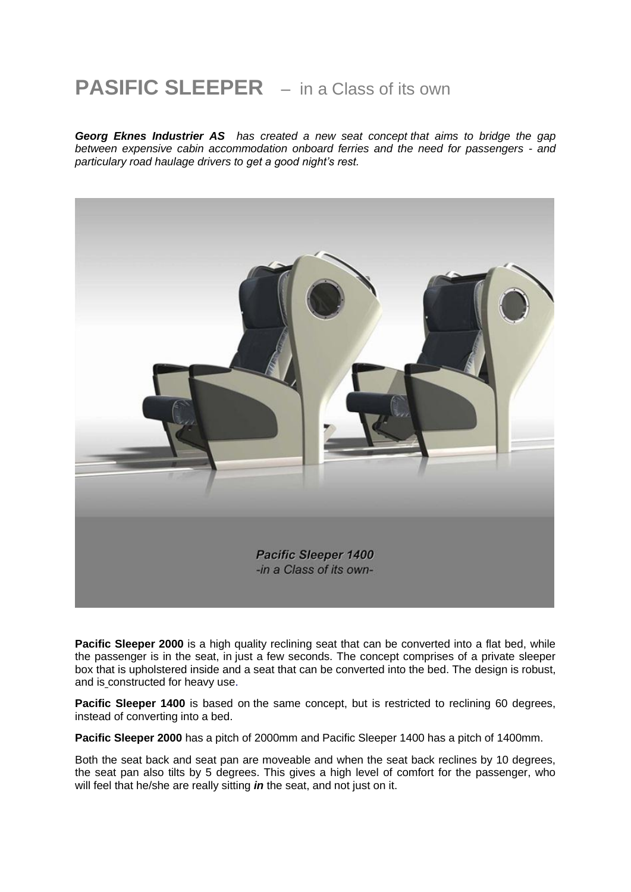# PASIFIC SLEEPER – in a Class of its own

***Georg Eknes Industrier AS*** *has created a new seat concept that aims to bridge the gap between expensive cabin accommodation onboard ferries and the need for passengers - and particulary road haulage drivers to get a good night's rest.*

***Pacific Sleeper 1400***
*-in a Class of its own-*

**Pacific Sleeper 2000** is a high quality reclining seat that can be converted into a flat bed, while the passenger is in the seat, in just a few seconds. The concept comprises of a private sleeper box that is upholstered inside and a seat that can be converted into the bed. The design is robust, and is constructed for heavy use.

**Pacific Sleeper 1400** is based on the same concept, but is restricted to reclining 60 degrees, instead of converting into a bed.

**Pacific Sleeper 2000** has a pitch of 2000mm and Pacific Sleeper 1400 has a pitch of 1400mm.

Both the seat back and seat pan are moveable and when the seat back reclines by 10 degrees, the seat pan also tilts by 5 degrees. This gives a high level of comfort for the passenger, who will feel that he/she are really sitting ***in*** the seat, and not just on it.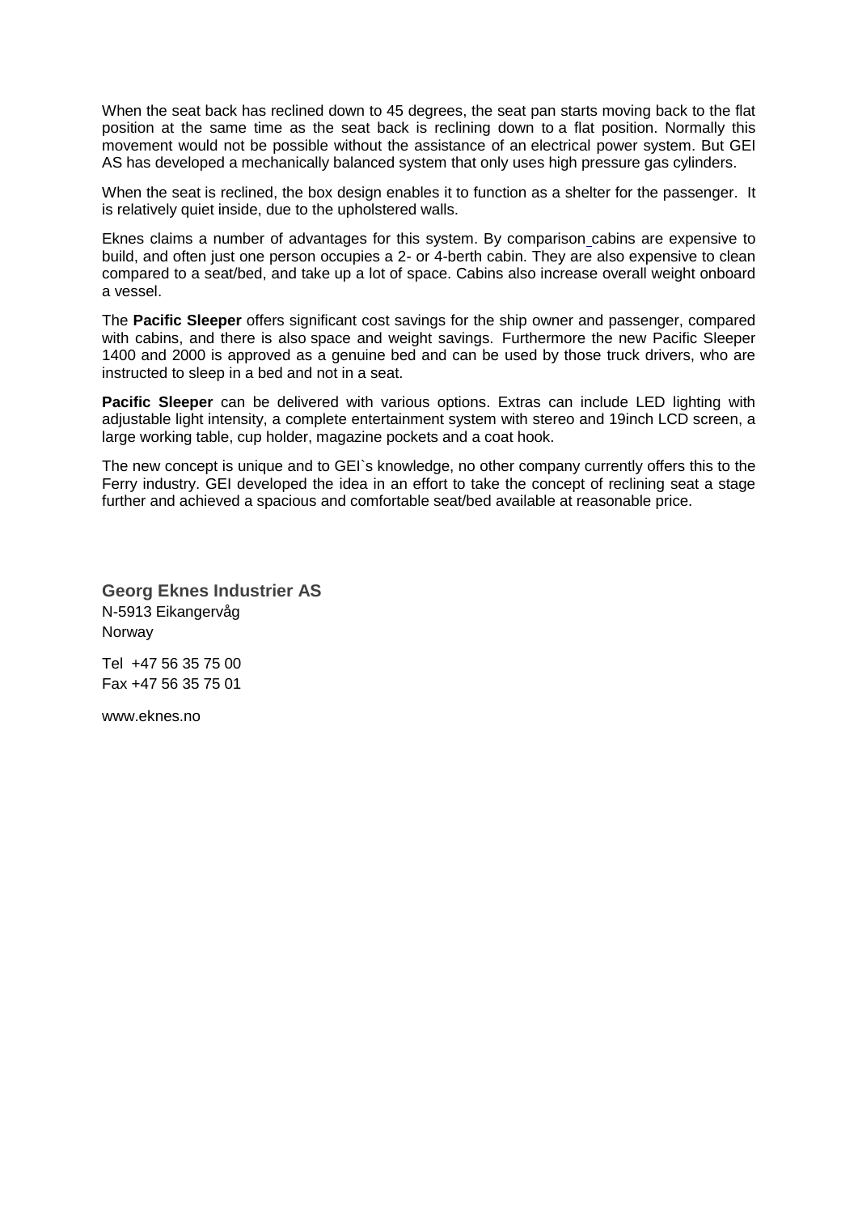When the seat back has reclined down to 45 degrees, the seat pan starts moving back to the flat position at the same time as the seat back is reclining down to a flat position. Normally this movement would not be possible without the assistance of an electrical power system. But GEI AS has developed a mechanically balanced system that only uses high pressure gas cylinders.

When the seat is reclined, the box design enables it to function as a shelter for the passenger. It is relatively quiet inside, due to the upholstered walls.

Eknes claims a number of advantages for this system. By comparison cabins are expensive to build, and often just one person occupies a 2- or 4-berth cabin. They are also expensive to clean compared to a seat/bed, and take up a lot of space. Cabins also increase overall weight onboard a vessel.

The **Pacific Sleeper** offers significant cost savings for the ship owner and passenger, compared with cabins, and there is also space and weight savings. Furthermore the new Pacific Sleeper 1400 and 2000 is approved as a genuine bed and can be used by those truck drivers, who are instructed to sleep in a bed and not in a seat.

**Pacific Sleeper** can be delivered with various options. Extras can include LED lighting with adjustable light intensity, a complete entertainment system with stereo and 19inch LCD screen, a large working table, cup holder, magazine pockets and a coat hook.

The new concept is unique and to GEI`s knowledge, no other company currently offers this to the Ferry industry. GEI developed the idea in an effort to take the concept of reclining seat a stage further and achieved a spacious and comfortable seat/bed available at reasonable price.

**Georg Eknes Industrier AS**
N-5913 Eikangervåg
Norway

Tel +47 56 35 75 00
Fax +47 56 35 75 01

www.eknes.no